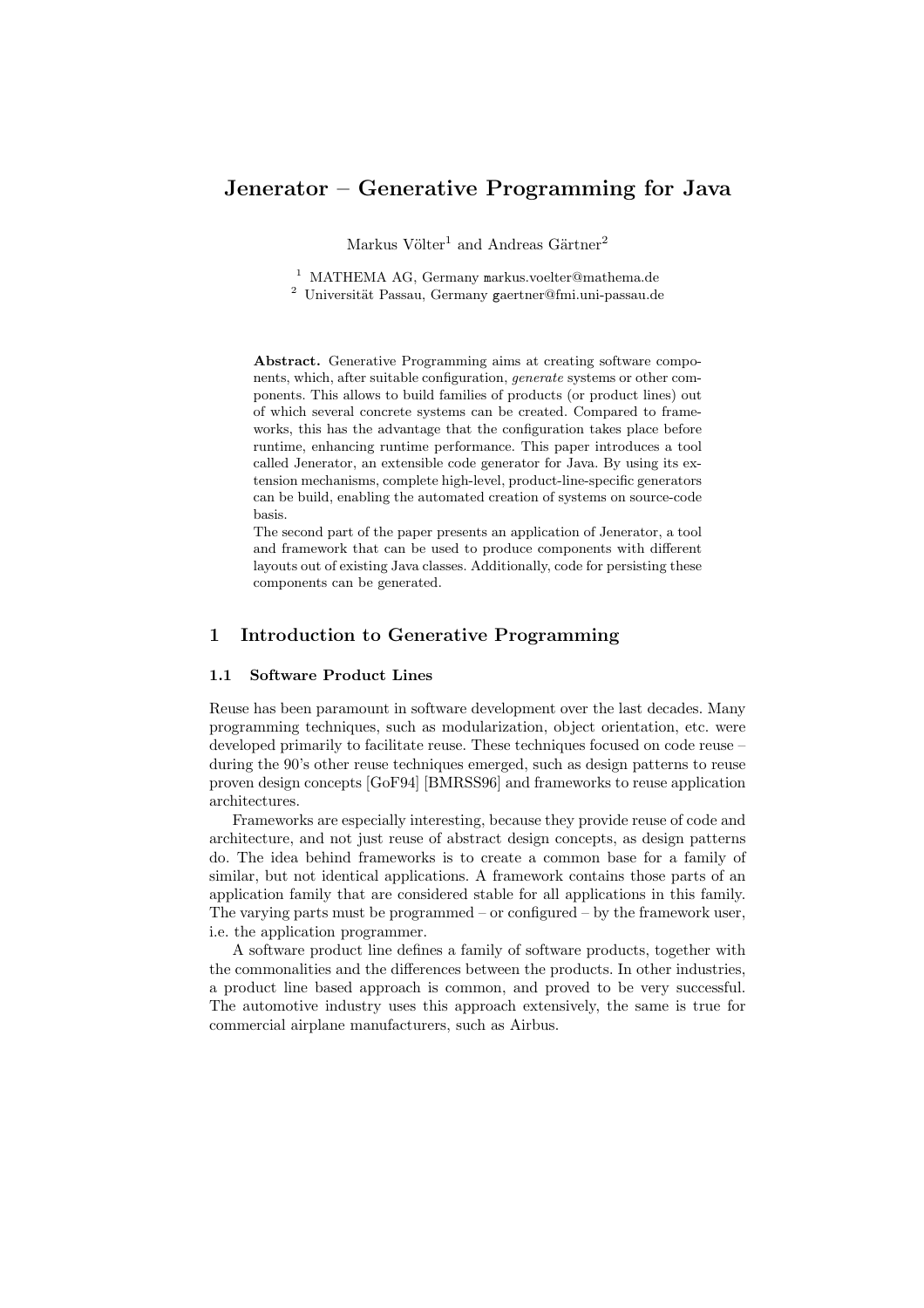# Jenerator – Generative Programming for Java

Markus Völter[1] and Andreas Gärtner[2]

[1] MATHEMA AG, Germany markus.voelter@mathema.de
[2] Universität Passau, Germany gaertner@fmi.uni-passau.de

**Abstract.** Generative Programming aims at creating software components, which, after suitable configuration, *generate* systems or other components. This allows to build families of products (or product lines) out of which several concrete systems can be created. Compared to frameworks, this has the advantage that the configuration takes place before runtime, enhancing runtime performance. This paper introduces a tool called Jenerator, an extensible code generator for Java. By using its extension mechanisms, complete high-level, product-line-specific generators can be build, enabling the automated creation of systems on source-code basis.
The second part of the paper presents an application of Jenerator, a tool and framework that can be used to produce components with different layouts out of existing Java classes. Additionally, code for persisting these components can be generated.

## 1 Introduction to Generative Programming

### 1.1 Software Product Lines

Reuse has been paramount in software development over the last decades. Many programming techniques, such as modularization, object orientation, etc. were developed primarily to facilitate reuse. These techniques focused on code reuse – during the 90's other reuse techniques emerged, such as design patterns to reuse proven design concepts [GoF94] [BMRSS96] and frameworks to reuse application architectures.

Frameworks are especially interesting, because they provide reuse of code and architecture, and not just reuse of abstract design concepts, as design patterns do. The idea behind frameworks is to create a common base for a family of similar, but not identical applications. A framework contains those parts of an application family that are considered stable for all applications in this family. The varying parts must be programmed – or configured – by the framework user, i.e. the application programmer.

A software product line defines a family of software products, together with the commonalities and the differences between the products. In other industries, a product line based approach is common, and proved to be very successful. The automotive industry uses this approach extensively, the same is true for commercial airplane manufacturers, such as Airbus.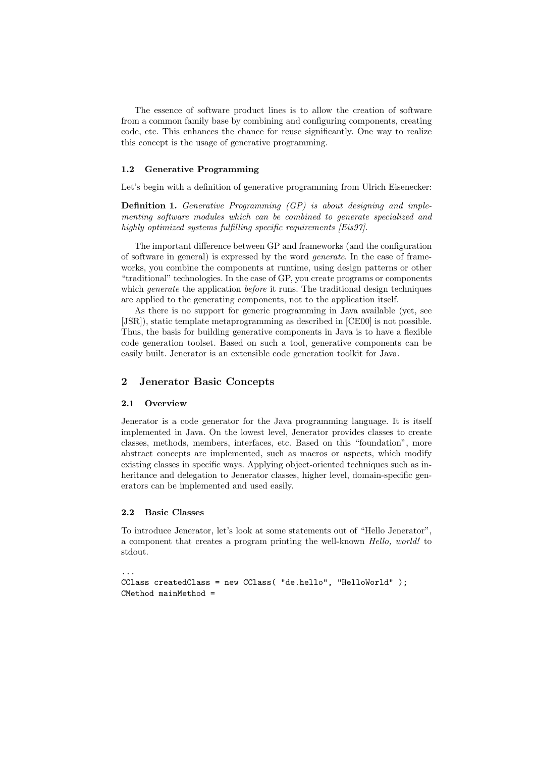The essence of software product lines is to allow the creation of software from a common family base by combining and configuring components, creating code, etc. This enhances the chance for reuse significantly. One way to realize this concept is the usage of generative programming.

### 1.2 Generative Programming

Let's begin with a definition of generative programming from Ulrich Eisenecker:

**Definition 1.** *Generative Programming (GP) is about designing and implementing software modules which can be combined to generate specialized and highly optimized systems fulfilling specific requirements [Eis97].*

The important difference between GP and frameworks (and the configuration of software in general) is expressed by the word *generate*. In the case of frameworks, you combine the components at runtime, using design patterns or other "traditional" technologies. In the case of GP, you create programs or components which *generate* the application *before* it runs. The traditional design techniques are applied to the generating components, not to the application itself.

As there is no support for generic programming in Java available (yet, see [JSR]), static template metaprogramming as described in [CE00] is not possible. Thus, the basis for building generative components in Java is to have a flexible code generation toolset. Based on such a tool, generative components can be easily built. Jenerator is an extensible code generation toolkit for Java.

## 2 Jenerator Basic Concepts

### 2.1 Overview

Jenerator is a code generator for the Java programming language. It is itself implemented in Java. On the lowest level, Jenerator provides classes to create classes, methods, members, interfaces, etc. Based on this "foundation", more abstract concepts are implemented, such as macros or aspects, which modify existing classes in specific ways. Applying object-oriented techniques such as inheritance and delegation to Jenerator classes, higher level, domain-specific generators can be implemented and used easily.

### 2.2 Basic Classes

To introduce Jenerator, let's look at some statements out of "Hello Jenerator", a component that creates a program printing the well-known *Hello, world!* to stdout.

```
...
CClass createdClass = new CClass( "de.hello", "HelloWorld" );
CMethod mainMethod =
```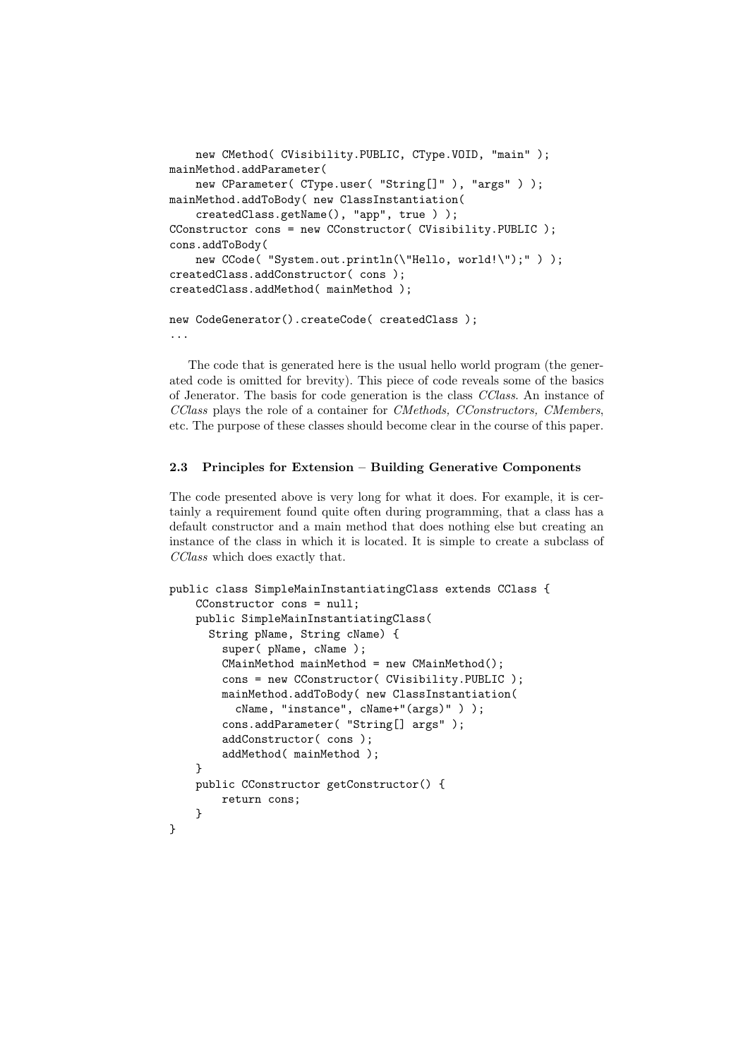```
    new CMethod( CVisibility.PUBLIC, CType.VOID, "main" );
mainMethod.addParameter(
    new CParameter( CType.user( "String[]" ), "args" ) );
mainMethod.addToBody( new ClassInstantiation(
    createdClass.getName(), "app", true ) );
CConstructor cons = new CConstructor( CVisibility.PUBLIC );
cons.addToBody(
    new CCode( "System.out.println(\"Hello, world!\");" ) );
createdClass.addConstructor( cons );
createdClass.addMethod( mainMethod );

new CodeGenerator().createCode( createdClass );
...
```

The code that is generated here is the usual hello world program (the generated code is omitted for brevity). This piece of code reveals some of the basics of Jenerator. The basis for code generation is the class *CClass*. An instance of *CClass* plays the role of a container for *CMethods, CConstructors, CMembers*, etc. The purpose of these classes should become clear in the course of this paper.

### 2.3 Principles for Extension – Building Generative Components

The code presented above is very long for what it does. For example, it is certainly a requirement found quite often during programming, that a class has a default constructor and a main method that does nothing else but creating an instance of the class in which it is located. It is simple to create a subclass of *CClass* which does exactly that.

```
public class SimpleMainInstantiatingClass extends CClass {
    CConstructor cons = null;
    public SimpleMainInstantiatingClass(
      String pName, String cName) {
        super( pName, cName );
        CMainMethod mainMethod = new CMainMethod();
        cons = new CConstructor( CVisibility.PUBLIC );
        mainMethod.addToBody( new ClassInstantiation(
          cName, "instance", cName+"(args)" ) );
        cons.addParameter( "String[] args" );
        addConstructor( cons );
        addMethod( mainMethod );
    }
    public CConstructor getConstructor() {
        return cons;
    }
}
```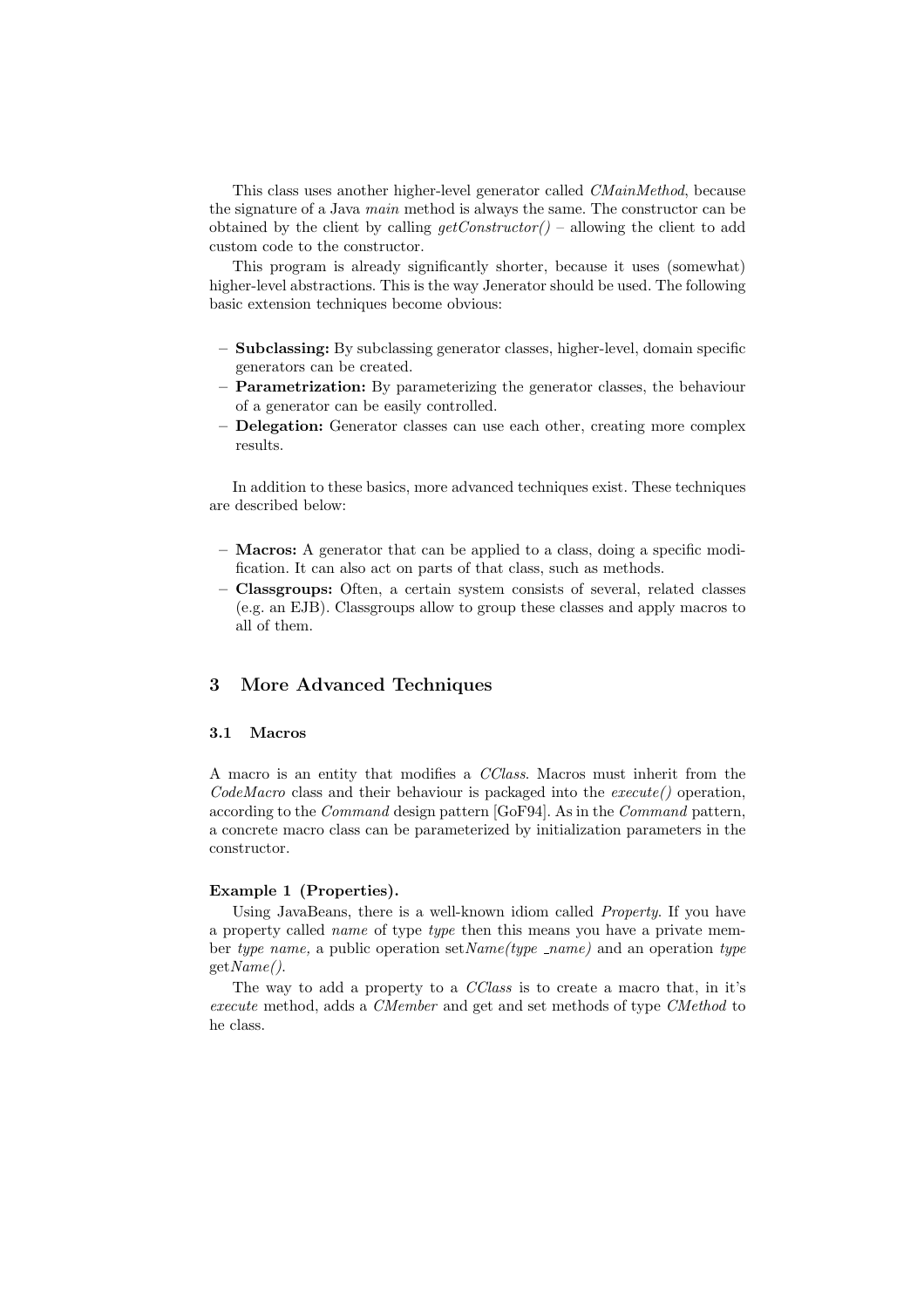This class uses another higher-level generator called *CMainMethod*, because the signature of a Java *main* method is always the same. The constructor can be obtained by the client by calling *getConstructor()* – allowing the client to add custom code to the constructor.

This program is already significantly shorter, because it uses (somewhat) higher-level abstractions. This is the way Jenerator should be used. The following basic extension techniques become obvious:

- **Subclassing:** By subclassing generator classes, higher-level, domain specific generators can be created.
- **Parametrization:** By parameterizing the generator classes, the behaviour of a generator can be easily controlled.
- **Delegation:** Generator classes can use each other, creating more complex results.

In addition to these basics, more advanced techniques exist. These techniques are described below:

- **Macros:** A generator that can be applied to a class, doing a specific modification. It can also act on parts of that class, such as methods.
- **Classgroups:** Often, a certain system consists of several, related classes (e.g. an EJB). Classgroups allow to group these classes and apply macros to all of them.

## 3 More Advanced Techniques

### 3.1 Macros

A macro is an entity that modifies a *CClass*. Macros must inherit from the *CodeMacro* class and their behaviour is packaged into the *execute()* operation, according to the *Command* design pattern [GoF94]. As in the *Command* pattern, a concrete macro class can be parameterized by initialization parameters in the constructor.

**Example 1 (Properties).**

Using JavaBeans, there is a well-known idiom called *Property*. If you have a property called *name* of type *type* then this means you have a private member *type name,* a public operation set*Name(type _name)* and an operation *type* get*Name()*.

The way to add a property to a *CClass* is to create a macro that, in it's *execute* method, adds a *CMember* and get and set methods of type *CMethod* to he class.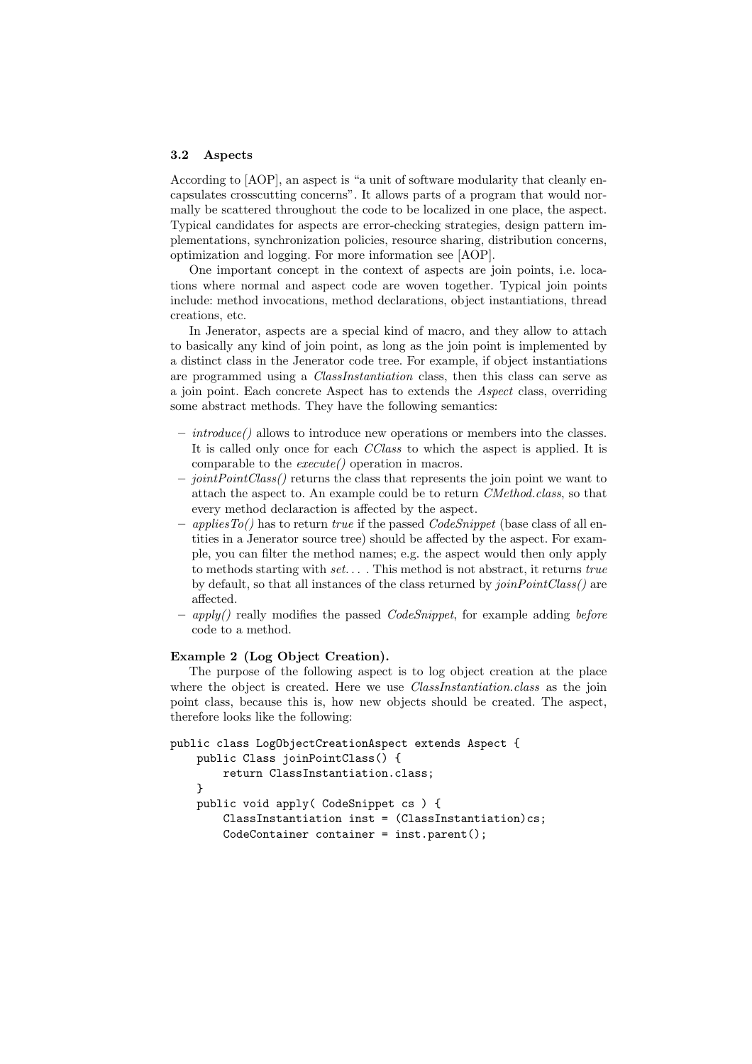### 3.2 Aspects

According to [AOP], an aspect is "a unit of software modularity that cleanly encapsulates crosscutting concerns". It allows parts of a program that would normally be scattered throughout the code to be localized in one place, the aspect. Typical candidates for aspects are error-checking strategies, design pattern implementations, synchronization policies, resource sharing, distribution concerns, optimization and logging. For more information see [AOP].

One important concept in the context of aspects are join points, i.e. locations where normal and aspect code are woven together. Typical join points include: method invocations, method declarations, object instantiations, thread creations, etc.

In Jenerator, aspects are a special kind of macro, and they allow to attach to basically any kind of join point, as long as the join point is implemented by a distinct class in the Jenerator code tree. For example, if object instantiations are programmed using a *ClassInstantiation* class, then this class can serve as a join point. Each concrete Aspect has to extends the *Aspect* class, overriding some abstract methods. They have the following semantics:

- *introduce()* allows to introduce new operations or members into the classes. It is called only once for each *CClass* to which the aspect is applied. It is comparable to the *execute()* operation in macros.
- *jointPointClass()* returns the class that represents the join point we want to attach the aspect to. An example could be to return *CMethod.class*, so that every method declaraction is affected by the aspect.
- *appliesTo()* has to return *true* if the passed *CodeSnippet* (base class of all entities in a Jenerator source tree) should be affected by the aspect. For example, you can filter the method names; e.g. the aspect would then only apply to methods starting with *set...* . This method is not abstract, it returns *true* by default, so that all instances of the class returned by *joinPointClass()* are affected.
- *apply()* really modifies the passed *CodeSnippet*, for example adding *before* code to a method.

**Example 2 (Log Object Creation).**
The purpose of the following aspect is to log object creation at the place where the object is created. Here we use *ClassInstantiation.class* as the join point class, because this is, how new objects should be created. The aspect, therefore looks like the following:

```
public class LogObjectCreationAspect extends Aspect {
    public Class joinPointClass() {
        return ClassInstantiation.class;
    }
    public void apply( CodeSnippet cs ) {
        ClassInstantiation inst = (ClassInstantiation)cs;
        CodeContainer container = inst.parent();
```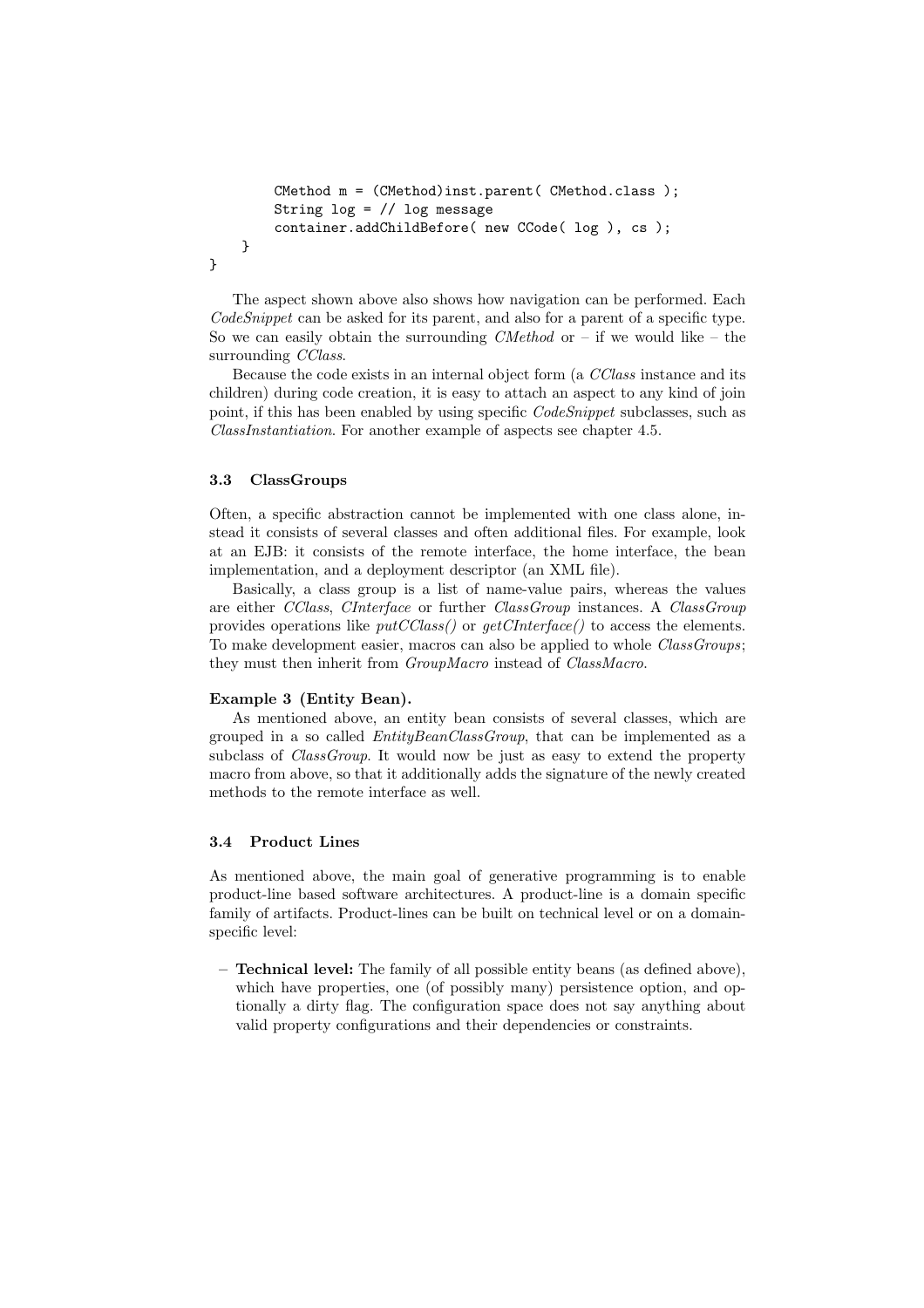```
        CMethod m = (CMethod)inst.parent( CMethod.class );
        String log = // log message
        container.addChildBefore( new CCode( log ), cs );
    }
}
```

The aspect shown above also shows how navigation can be performed. Each *CodeSnippet* can be asked for its parent, and also for a parent of a specific type. So we can easily obtain the surrounding *CMethod* or – if we would like – the surrounding *CClass*.

Because the code exists in an internal object form (a *CClass* instance and its children) during code creation, it is easy to attach an aspect to any kind of join point, if this has been enabled by using specific *CodeSnippet* subclasses, such as *ClassInstantiation*. For another example of aspects see chapter 4.5.

### 3.3 ClassGroups

Often, a specific abstraction cannot be implemented with one class alone, instead it consists of several classes and often additional files. For example, look at an EJB: it consists of the remote interface, the home interface, the bean implementation, and a deployment descriptor (an XML file).

Basically, a class group is a list of name-value pairs, whereas the values are either *CClass*, *CInterface* or further *ClassGroup* instances. A *ClassGroup* provides operations like *putCClass()* or *getCInterface()* to access the elements. To make development easier, macros can also be applied to whole *ClassGroups*; they must then inherit from *GroupMacro* instead of *ClassMacro*.

**Example 3 (Entity Bean).**
As mentioned above, an entity bean consists of several classes, which are grouped in a so called *EntityBeanClassGroup*, that can be implemented as a subclass of *ClassGroup*. It would now be just as easy to extend the property macro from above, so that it additionally adds the signature of the newly created methods to the remote interface as well.

### 3.4 Product Lines

As mentioned above, the main goal of generative programming is to enable product-line based software architectures. A product-line is a domain specific family of artifacts. Product-lines can be built on technical level or on a domain-specific level:

- **Technical level:** The family of all possible entity beans (as defined above), which have properties, one (of possibly many) persistence option, and optionally a dirty flag. The configuration space does not say anything about valid property configurations and their dependencies or constraints.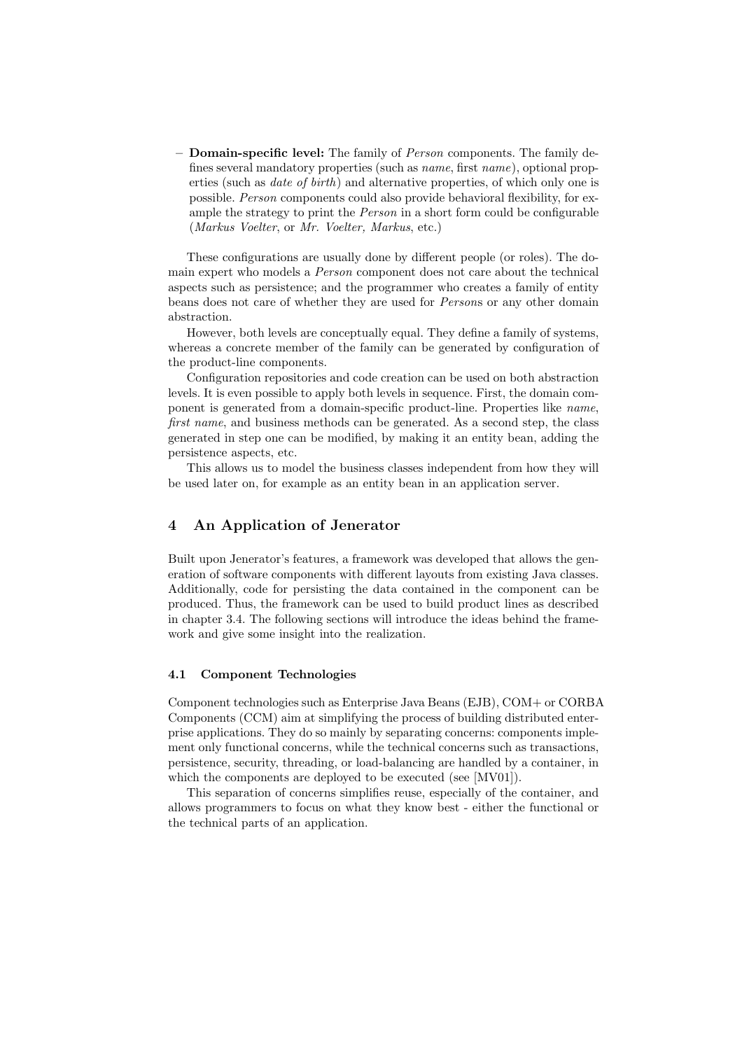- **Domain-specific level:** The family of *Person* components. The family defines several mandatory properties (such as *name*, first *name*), optional properties (such as *date of birth*) and alternative properties, of which only one is possible. *Person* components could also provide behavioral flexibility, for example the strategy to print the *Person* in a short form could be configurable (*Markus Voelter*, or *Mr. Voelter, Markus*, etc.)

These configurations are usually done by different people (or roles). The domain expert who models a *Person* component does not care about the technical aspects such as persistence; and the programmer who creates a family of entity beans does not care of whether they are used for *Person*s or any other domain abstraction.

However, both levels are conceptually equal. They define a family of systems, whereas a concrete member of the family can be generated by configuration of the product-line components.

Configuration repositories and code creation can be used on both abstraction levels. It is even possible to apply both levels in sequence. First, the domain component is generated from a domain-specific product-line. Properties like *name*, *first name*, and business methods can be generated. As a second step, the class generated in step one can be modified, by making it an entity bean, adding the persistence aspects, etc.

This allows us to model the business classes independent from how they will be used later on, for example as an entity bean in an application server.

## 4 An Application of Jenerator

Built upon Jenerator's features, a framework was developed that allows the generation of software components with different layouts from existing Java classes. Additionally, code for persisting the data contained in the component can be produced. Thus, the framework can be used to build product lines as described in chapter 3.4. The following sections will introduce the ideas behind the framework and give some insight into the realization.

### 4.1 Component Technologies

Component technologies such as Enterprise Java Beans (EJB), COM+ or CORBA Components (CCM) aim at simplifying the process of building distributed enterprise applications. They do so mainly by separating concerns: components implement only functional concerns, while the technical concerns such as transactions, persistence, security, threading, or load-balancing are handled by a container, in which the components are deployed to be executed (see [MV01]).

This separation of concerns simplifies reuse, especially of the container, and allows programmers to focus on what they know best - either the functional or the technical parts of an application.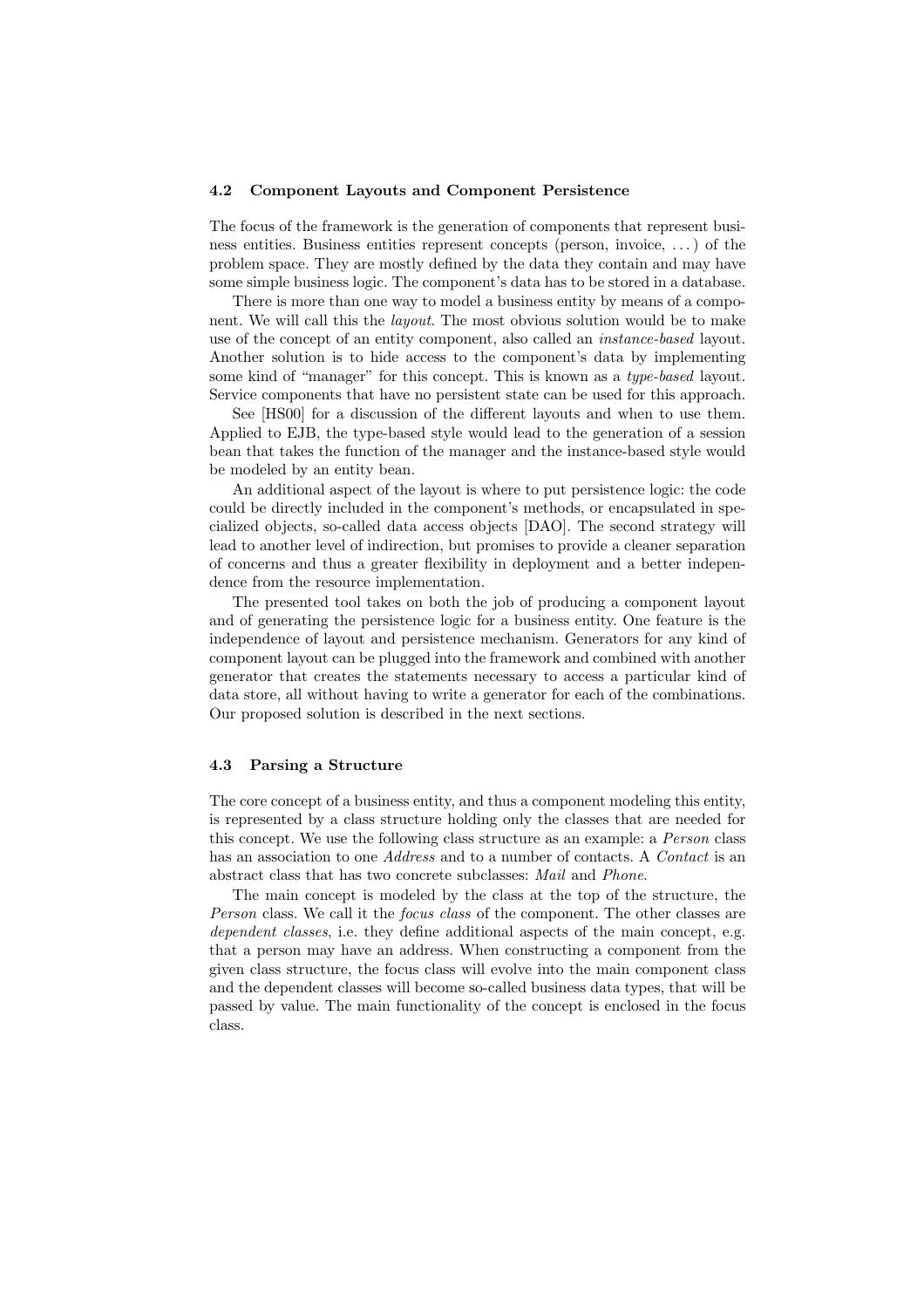### 4.2 Component Layouts and Component Persistence

The focus of the framework is the generation of components that represent business entities. Business entities represent concepts (person, invoice, ...) of the problem space. They are mostly defined by the data they contain and may have some simple business logic. The component's data has to be stored in a database.

There is more than one way to model a business entity by means of a component. We will call this the *layout*. The most obvious solution would be to make use of the concept of an entity component, also called an *instance-based* layout. Another solution is to hide access to the component's data by implementing some kind of "manager" for this concept. This is known as a *type-based* layout. Service components that have no persistent state can be used for this approach.

See [HS00] for a discussion of the different layouts and when to use them. Applied to EJB, the type-based style would lead to the generation of a session bean that takes the function of the manager and the instance-based style would be modeled by an entity bean.

An additional aspect of the layout is where to put persistence logic: the code could be directly included in the component's methods, or encapsulated in specialized objects, so-called data access objects [DAO]. The second strategy will lead to another level of indirection, but promises to provide a cleaner separation of concerns and thus a greater flexibility in deployment and a better independence from the resource implementation.

The presented tool takes on both the job of producing a component layout and of generating the persistence logic for a business entity. One feature is the independence of layout and persistence mechanism. Generators for any kind of component layout can be plugged into the framework and combined with another generator that creates the statements necessary to access a particular kind of data store, all without having to write a generator for each of the combinations. Our proposed solution is described in the next sections.

### 4.3 Parsing a Structure

The core concept of a business entity, and thus a component modeling this entity, is represented by a class structure holding only the classes that are needed for this concept. We use the following class structure as an example: a *Person* class has an association to one *Address* and to a number of contacts. A *Contact* is an abstract class that has two concrete subclasses: *Mail* and *Phone*.

The main concept is modeled by the class at the top of the structure, the *Person* class. We call it the *focus class* of the component. The other classes are *dependent classes*, i.e. they define additional aspects of the main concept, e.g. that a person may have an address. When constructing a component from the given class structure, the focus class will evolve into the main component class and the dependent classes will become so-called business data types, that will be passed by value. The main functionality of the concept is enclosed in the focus class.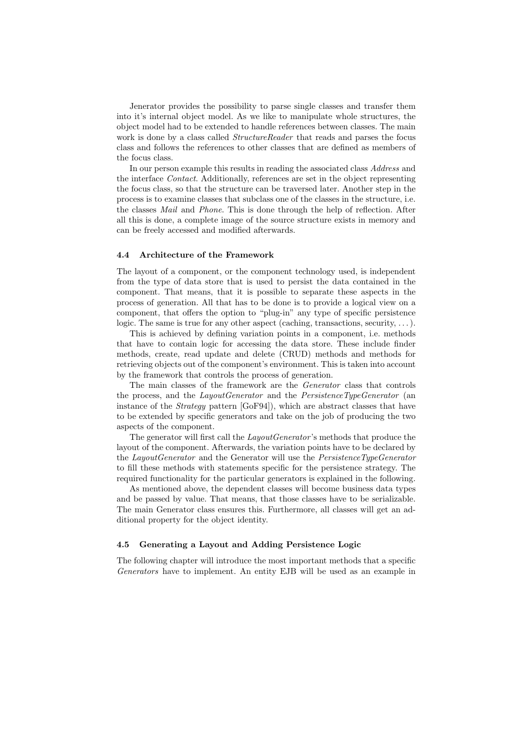Jenerator provides the possibility to parse single classes and transfer them into it's internal object model. As we like to manipulate whole structures, the object model had to be extended to handle references between classes. The main work is done by a class called *StructureReader* that reads and parses the focus class and follows the references to other classes that are defined as members of the focus class.

In our person example this results in reading the associated class *Address* and the interface *Contact*. Additionally, references are set in the object representing the focus class, so that the structure can be traversed later. Another step in the process is to examine classes that subclass one of the classes in the structure, i.e. the classes *Mail* and *Phone*. This is done through the help of reflection. After all this is done, a complete image of the source structure exists in memory and can be freely accessed and modified afterwards.

### 4.4 Architecture of the Framework

The layout of a component, or the component technology used, is independent from the type of data store that is used to persist the data contained in the component. That means, that it is possible to separate these aspects in the process of generation. All that has to be done is to provide a logical view on a component, that offers the option to "plug-in" any type of specific persistence logic. The same is true for any other aspect (caching, transactions, security, ...).

This is achieved by defining variation points in a component, i.e. methods that have to contain logic for accessing the data store. These include finder methods, create, read update and delete (CRUD) methods and methods for retrieving objects out of the component's environment. This is taken into account by the framework that controls the process of generation.

The main classes of the framework are the *Generator* class that controls the process, and the *LayoutGenerator* and the *PersistenceTypeGenerator* (an instance of the *Strategy* pattern [GoF94]), which are abstract classes that have to be extended by specific generators and take on the job of producing the two aspects of the component.

The generator will first call the *LayoutGenerator*'s methods that produce the layout of the component. Afterwards, the variation points have to be declared by the *LayoutGenerator* and the Generator will use the *PersistenceTypeGenerator* to fill these methods with statements specific for the persistence strategy. The required functionality for the particular generators is explained in the following.

As mentioned above, the dependent classes will become business data types and be passed by value. That means, that those classes have to be serializable. The main Generator class ensures this. Furthermore, all classes will get an additional property for the object identity.

### 4.5 Generating a Layout and Adding Persistence Logic

The following chapter will introduce the most important methods that a specific *Generators* have to implement. An entity EJB will be used as an example in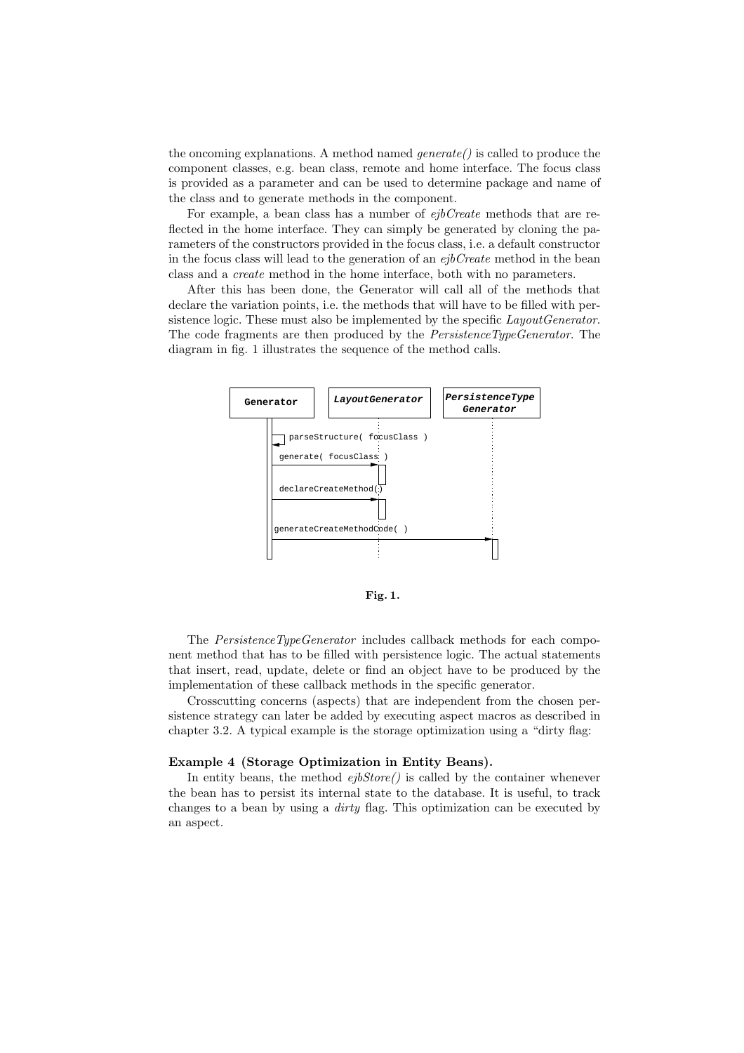the oncoming explanations. A method named *generate()* is called to produce the component classes, e.g. bean class, remote and home interface. The focus class is provided as a parameter and can be used to determine package and name of the class and to generate methods in the component.

For example, a bean class has a number of *ejbCreate* methods that are reflected in the home interface. They can simply be generated by cloning the parameters of the constructors provided in the focus class, i.e. a default constructor in the focus class will lead to the generation of an *ejbCreate* method in the bean class and a *create* method in the home interface, both with no parameters.

After this has been done, the Generator will call all of the methods that declare the variation points, i.e. the methods that will have to be filled with persistence logic. These must also be implemented by the specific *LayoutGenerator*. The code fragments are then produced by the *PersistenceTypeGenerator*. The diagram in fig. 1 illustrates the sequence of the method calls.

**Fig. 1.**

The *PersistenceTypeGenerator* includes callback methods for each component method that has to be filled with persistence logic. The actual statements that insert, read, update, delete or find an object have to be produced by the implementation of these callback methods in the specific generator.

Crosscutting concerns (aspects) that are independent from the chosen persistence strategy can later be added by executing aspect macros as described in chapter 3.2. A typical example is the storage optimization using a "dirty flag:

**Example 4 (Storage Optimization in Entity Beans).**
In entity beans, the method *ejbStore()* is called by the container whenever the bean has to persist its internal state to the database. It is useful, to track changes to a bean by using a *dirty* flag. This optimization can be executed by an aspect.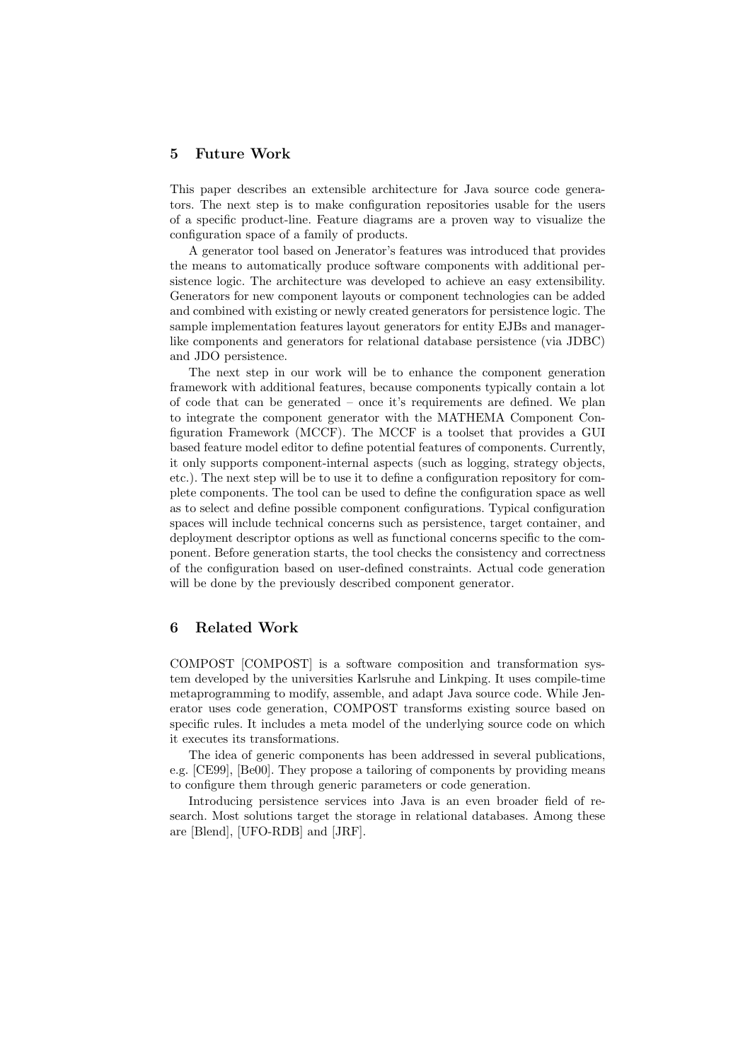## 5 Future Work

This paper describes an extensible architecture for Java source code generators. The next step is to make configuration repositories usable for the users of a specific product-line. Feature diagrams are a proven way to visualize the configuration space of a family of products.

A generator tool based on Jenerator's features was introduced that provides the means to automatically produce software components with additional persistence logic. The architecture was developed to achieve an easy extensibility. Generators for new component layouts or component technologies can be added and combined with existing or newly created generators for persistence logic. The sample implementation features layout generators for entity EJBs and manager-like components and generators for relational database persistence (via JDBC) and JDO persistence.

The next step in our work will be to enhance the component generation framework with additional features, because components typically contain a lot of code that can be generated – once it's requirements are defined. We plan to integrate the component generator with the MATHEMA Component Configuration Framework (MCCF). The MCCF is a toolset that provides a GUI based feature model editor to define potential features of components. Currently, it only supports component-internal aspects (such as logging, strategy objects, etc.). The next step will be to use it to define a configuration repository for complete components. The tool can be used to define the configuration space as well as to select and define possible component configurations. Typical configuration spaces will include technical concerns such as persistence, target container, and deployment descriptor options as well as functional concerns specific to the component. Before generation starts, the tool checks the consistency and correctness of the configuration based on user-defined constraints. Actual code generation will be done by the previously described component generator.

## 6 Related Work

COMPOST [COMPOST] is a software composition and transformation system developed by the universities Karlsruhe and Linkping. It uses compile-time metaprogramming to modify, assemble, and adapt Java source code. While Jenerator uses code generation, COMPOST transforms existing source based on specific rules. It includes a meta model of the underlying source code on which it executes its transformations.

The idea of generic components has been addressed in several publications, e.g. [CE99], [Be00]. They propose a tailoring of components by providing means to configure them through generic parameters or code generation.

Introducing persistence services into Java is an even broader field of research. Most solutions target the storage in relational databases. Among these are [Blend], [UFO-RDB] and [JRF].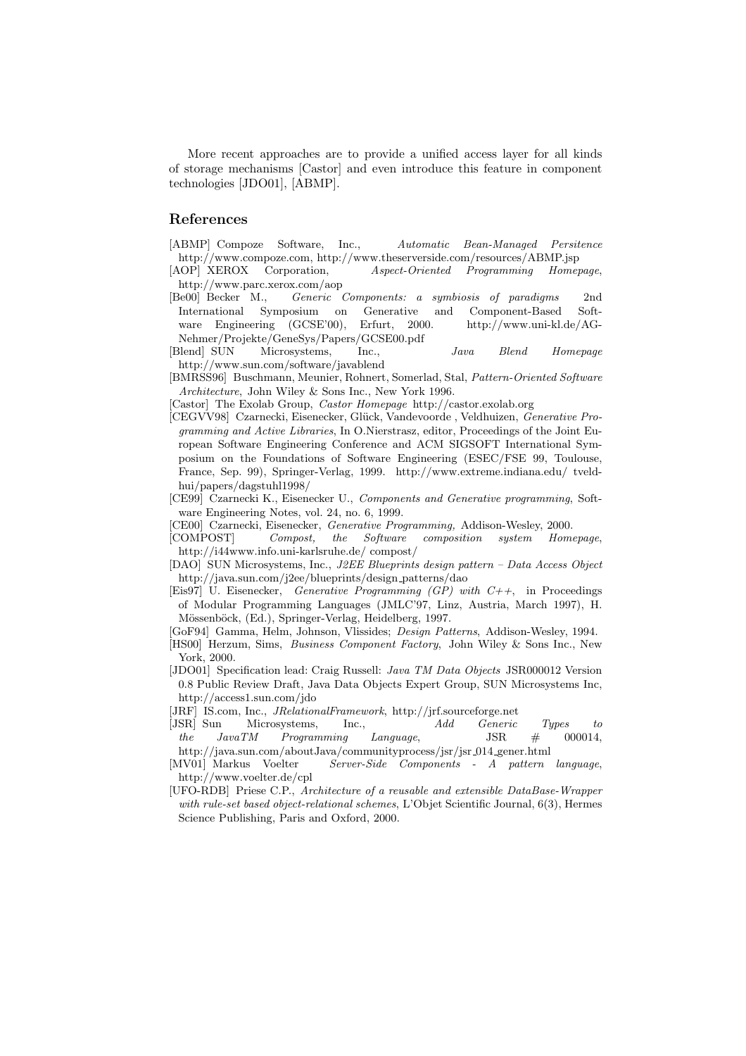More recent approaches are to provide a unified access layer for all kinds of storage mechanisms [Castor] and even introduce this feature in component technologies [JDO01], [ABMP].

## References

[ABMP] Compoze Software, Inc., *Automatic Bean-Managed Persitence* http://www.compoze.com, http://www.theserverside.com/resources/ABMP.jsp

[AOP] XEROX Corporation, *Aspect-Oriented Programming Homepage*, http://www.parc.xerox.com/aop

[Be00] Becker M., *Generic Components: a symbiosis of paradigms* 2nd International Symposium on Generative and Component-Based Software Engineering (GCSE'00), Erfurt, 2000. http://www.uni-kl.de/AG-Nehmer/Projekte/GeneSys/Papers/GCSE00.pdf

[Blend] SUN Microsystems, Inc., *Java Blend Homepage* http://www.sun.com/software/javablend

[BMRSS96] Buschmann, Meunier, Rohnert, Somerlad, Stal, *Pattern-Oriented Software Architecture*, John Wiley & Sons Inc., New York 1996.

[Castor] The Exolab Group, *Castor Homepage* http://castor.exolab.org

[CEGVV98] Czarnecki, Eisenecker, Glück, Vandevoorde , Veldhuizen, *Generative Programming and Active Libraries*, In O.Nierstrasz, editor, Proceedings of the Joint European Software Engineering Conference and ACM SIGSOFT International Symposium on the Foundations of Software Engineering (ESEC/FSE 99, Toulouse, France, Sep. 99), Springer-Verlag, 1999. http://www.extreme.indiana.edu/ tveldhui/papers/dagstuhl1998/

[CE99] Czarnecki K., Eisenecker U., *Components and Generative programming*, Software Engineering Notes, vol. 24, no. 6, 1999.

[CE00] Czarnecki, Eisenecker, *Generative Programming,* Addison-Wesley, 2000.

[COMPOST] *Compost, the Software composition system Homepage*, http://i44www.info.uni-karlsruhe.de/ compost/

[DAO] SUN Microsystems, Inc., *J2EE Blueprints design pattern – Data Access Object* http://java.sun.com/j2ee/blueprints/design_patterns/dao

[Eis97] U. Eisenecker, *Generative Programming (GP) with C++*, in Proceedings of Modular Programming Languages (JMLC'97, Linz, Austria, March 1997), H. Mössenböck, (Ed.), Springer-Verlag, Heidelberg, 1997.

[GoF94] Gamma, Helm, Johnson, Vlissides; *Design Patterns*, Addison-Wesley, 1994.

[HS00] Herzum, Sims, *Business Component Factory*, John Wiley & Sons Inc., New York, 2000.

[JDO01] Specification lead: Craig Russell: *Java TM Data Objects* JSR000012 Version 0.8 Public Review Draft, Java Data Objects Expert Group, SUN Microsystems Inc, http://access1.sun.com/jdo

[JRF] IS.com, Inc., *JRelationalFramework*, http://jrf.sourceforge.net

[JSR] Sun Microsystems, Inc., *Add Generic Types to the JavaTM Programming Language*, JSR # 000014, http://java.sun.com/aboutJava/communityprocess/jsr/jsr_014_gener.html

[MV01] Markus Voelter *Server-Side Components - A pattern language*, http://www.voelter.de/cpl

[UFO-RDB] Priese C.P., *Architecture of a reusable and extensible DataBase-Wrapper with rule-set based object-relational schemes*, L'Objet Scientific Journal, 6(3), Hermes Science Publishing, Paris and Oxford, 2000.